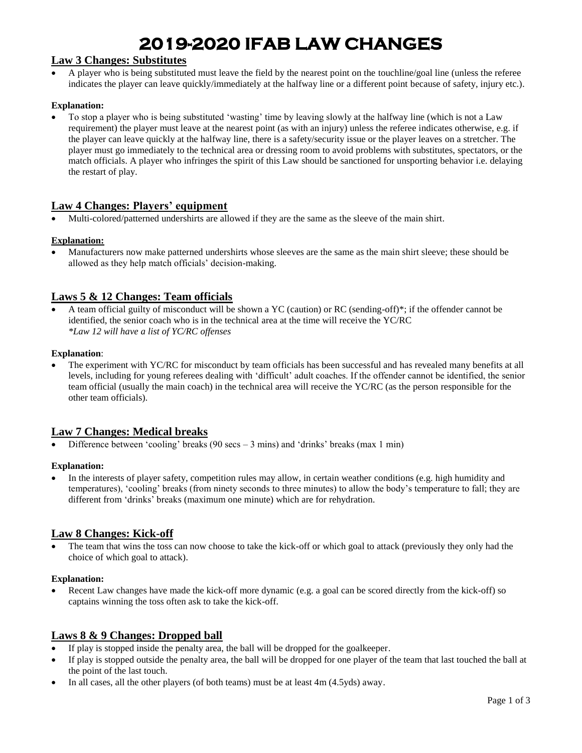# 2019-2020 IFAB LAW CHANGES

## Law 3 Changes: Substitutes

- A player who is being substituted must leave the field by the nearest point on the touchline/goal line (unless the referee indicates the player can leave quickly/immediately at the halfway line or a different point because of safety, injury etc.).

**Explanation:**

- To stop a player who is being substituted 'wasting' time by leaving slowly at the halfway line (which is not a Law requirement) the player must leave at the nearest point (as with an injury) unless the referee indicates otherwise, e.g. if the player can leave quickly at the halfway line, there is a safety/security issue or the player leaves on a stretcher. The player must go immediately to the technical area or dressing room to avoid problems with substitutes, spectators, or the match officials. A player who infringes the spirit of this Law should be sanctioned for unsporting behavior i.e. delaying the restart of play.

## Law 4 Changes: Players' equipment

- Multi-colored/patterned undershirts are allowed if they are the same as the sleeve of the main shirt.

**Explanation:**

- Manufacturers now make patterned undershirts whose sleeves are the same as the main shirt sleeve; these should be allowed as they help match officials' decision-making.

## Laws 5 & 12 Changes: Team officials

- A team official guilty of misconduct will be shown a YC (caution) or RC (sending-off)*; if the offender cannot be identified, the senior coach who is in the technical area at the time will receive the YC/RC
  *\*Law 12 will have a list of YC/RC offenses*

**Explanation**:

- The experiment with YC/RC for misconduct by team officials has been successful and has revealed many benefits at all levels, including for young referees dealing with 'difficult' adult coaches. If the offender cannot be identified, the senior team official (usually the main coach) in the technical area will receive the YC/RC (as the person responsible for the other team officials).

## Law 7 Changes: Medical breaks

- Difference between 'cooling' breaks (90 secs – 3 mins) and 'drinks' breaks (max 1 min)

**Explanation:**

- In the interests of player safety, competition rules may allow, in certain weather conditions (e.g. high humidity and temperatures), 'cooling' breaks (from ninety seconds to three minutes) to allow the body's temperature to fall; they are different from 'drinks' breaks (maximum one minute) which are for rehydration.

## Law 8 Changes: Kick-off

- The team that wins the toss can now choose to take the kick-off or which goal to attack (previously they only had the choice of which goal to attack).

**Explanation:**

- Recent Law changes have made the kick-off more dynamic (e.g. a goal can be scored directly from the kick-off) so captains winning the toss often ask to take the kick-off.

## Laws 8 & 9 Changes: Dropped ball

- If play is stopped inside the penalty area, the ball will be dropped for the goalkeeper.
- If play is stopped outside the penalty area, the ball will be dropped for one player of the team that last touched the ball at the point of the last touch.
- In all cases, all the other players (of both teams) must be at least 4m (4.5yds) away.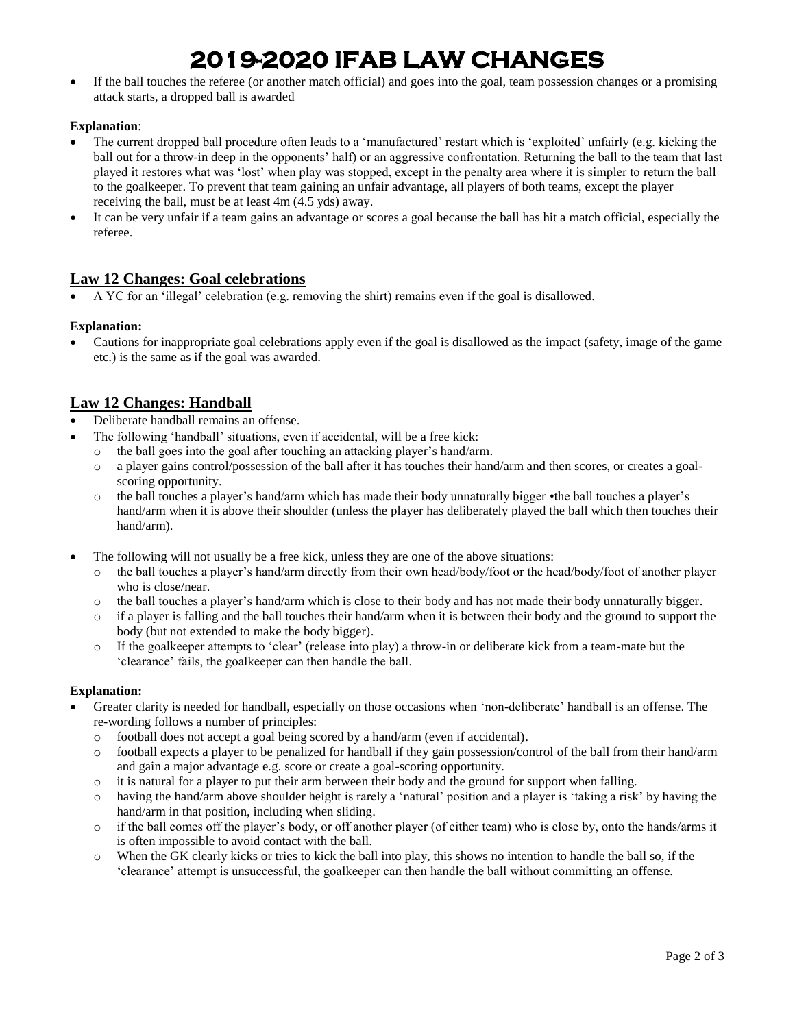# 2019-2020 IFAB LAW CHANGES

- If the ball touches the referee (or another match official) and goes into the goal, team possession changes or a promising attack starts, a dropped ball is awarded

**Explanation**:

- The current dropped ball procedure often leads to a 'manufactured' restart which is 'exploited' unfairly (e.g. kicking the ball out for a throw-in deep in the opponents' half) or an aggressive confrontation. Returning the ball to the team that last played it restores what was 'lost' when play was stopped, except in the penalty area where it is simpler to return the ball to the goalkeeper. To prevent that team gaining an unfair advantage, all players of both teams, except the player receiving the ball, must be at least 4m (4.5 yds) away.
- It can be very unfair if a team gains an advantage or scores a goal because the ball has hit a match official, especially the referee.

## Law 12 Changes: Goal celebrations

- A YC for an 'illegal' celebration (e.g. removing the shirt) remains even if the goal is disallowed.

**Explanation:**

- Cautions for inappropriate goal celebrations apply even if the goal is disallowed as the impact (safety, image of the game etc.) is the same as if the goal was awarded.

## Law 12 Changes: Handball

- Deliberate handball remains an offense.
- The following 'handball' situations, even if accidental, will be a free kick:
  - the ball goes into the goal after touching an attacking player's hand/arm.
  - a player gains control/possession of the ball after it has touches their hand/arm and then scores, or creates a goal-scoring opportunity.
  - the ball touches a player's hand/arm which has made their body unnaturally bigger •the ball touches a player's hand/arm when it is above their shoulder (unless the player has deliberately played the ball which then touches their hand/arm).
- The following will not usually be a free kick, unless they are one of the above situations:
  - the ball touches a player's hand/arm directly from their own head/body/foot or the head/body/foot of another player who is close/near.
  - the ball touches a player's hand/arm which is close to their body and has not made their body unnaturally bigger.
  - if a player is falling and the ball touches their hand/arm when it is between their body and the ground to support the body (but not extended to make the body bigger).
  - If the goalkeeper attempts to 'clear' (release into play) a throw-in or deliberate kick from a team-mate but the 'clearance' fails, the goalkeeper can then handle the ball.

**Explanation:**

- Greater clarity is needed for handball, especially on those occasions when 'non-deliberate' handball is an offense. The re-wording follows a number of principles:
  - football does not accept a goal being scored by a hand/arm (even if accidental).
  - football expects a player to be penalized for handball if they gain possession/control of the ball from their hand/arm and gain a major advantage e.g. score or create a goal-scoring opportunity.
  - it is natural for a player to put their arm between their body and the ground for support when falling.
  - having the hand/arm above shoulder height is rarely a 'natural' position and a player is 'taking a risk' by having the hand/arm in that position, including when sliding.
  - if the ball comes off the player's body, or off another player (of either team) who is close by, onto the hands/arms it is often impossible to avoid contact with the ball.
  - When the GK clearly kicks or tries to kick the ball into play, this shows no intention to handle the ball so, if the 'clearance' attempt is unsuccessful, the goalkeeper can then handle the ball without committing an offense.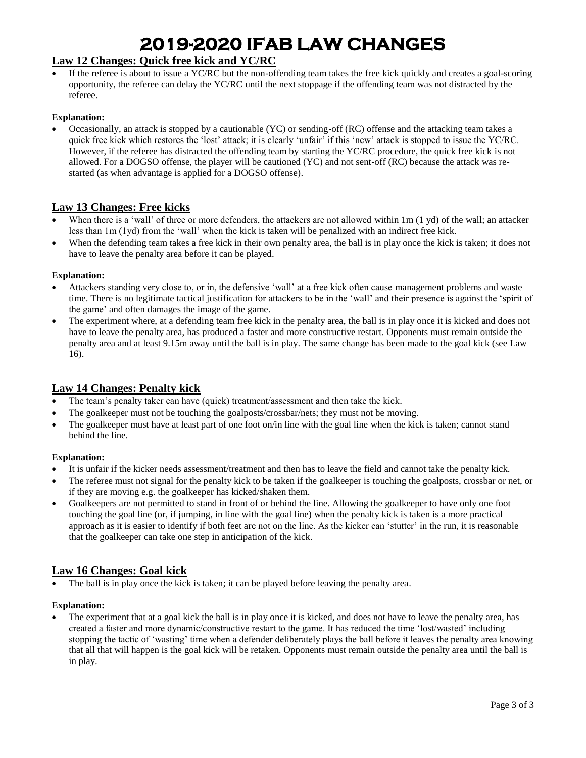# 2019-2020 IFAB LAW CHANGES

## Law 12 Changes: Quick free kick and YC/RC

- If the referee is about to issue a YC/RC but the non-offending team takes the free kick quickly and creates a goal-scoring opportunity, the referee can delay the YC/RC until the next stoppage if the offending team was not distracted by the referee.

**Explanation:**

- Occasionally, an attack is stopped by a cautionable (YC) or sending-off (RC) offense and the attacking team takes a quick free kick which restores the 'lost' attack; it is clearly 'unfair' if this 'new' attack is stopped to issue the YC/RC. However, if the referee has distracted the offending team by starting the YC/RC procedure, the quick free kick is not allowed. For a DOGSO offense, the player will be cautioned (YC) and not sent-off (RC) because the attack was re-started (as when advantage is applied for a DOGSO offense).

## Law 13 Changes: Free kicks

- When there is a 'wall' of three or more defenders, the attackers are not allowed within 1m (1 yd) of the wall; an attacker less than 1m (1yd) from the 'wall' when the kick is taken will be penalized with an indirect free kick.
- When the defending team takes a free kick in their own penalty area, the ball is in play once the kick is taken; it does not have to leave the penalty area before it can be played.

**Explanation:**

- Attackers standing very close to, or in, the defensive 'wall' at a free kick often cause management problems and waste time. There is no legitimate tactical justification for attackers to be in the 'wall' and their presence is against the 'spirit of the game' and often damages the image of the game.
- The experiment where, at a defending team free kick in the penalty area, the ball is in play once it is kicked and does not have to leave the penalty area, has produced a faster and more constructive restart. Opponents must remain outside the penalty area and at least 9.15m away until the ball is in play. The same change has been made to the goal kick (see Law 16).

## Law 14 Changes: Penalty kick

- The team's penalty taker can have (quick) treatment/assessment and then take the kick.
- The goalkeeper must not be touching the goalposts/crossbar/nets; they must not be moving.
- The goalkeeper must have at least part of one foot on/in line with the goal line when the kick is taken; cannot stand behind the line.

**Explanation:**

- It is unfair if the kicker needs assessment/treatment and then has to leave the field and cannot take the penalty kick.
- The referee must not signal for the penalty kick to be taken if the goalkeeper is touching the goalposts, crossbar or net, or if they are moving e.g. the goalkeeper has kicked/shaken them.
- Goalkeepers are not permitted to stand in front of or behind the line. Allowing the goalkeeper to have only one foot touching the goal line (or, if jumping, in line with the goal line) when the penalty kick is taken is a more practical approach as it is easier to identify if both feet are not on the line. As the kicker can 'stutter' in the run, it is reasonable that the goalkeeper can take one step in anticipation of the kick.

## Law 16 Changes: Goal kick

- The ball is in play once the kick is taken; it can be played before leaving the penalty area.

**Explanation:**

- The experiment that at a goal kick the ball is in play once it is kicked, and does not have to leave the penalty area, has created a faster and more dynamic/constructive restart to the game. It has reduced the time 'lost/wasted' including stopping the tactic of 'wasting' time when a defender deliberately plays the ball before it leaves the penalty area knowing that all that will happen is the goal kick will be retaken. Opponents must remain outside the penalty area until the ball is in play.